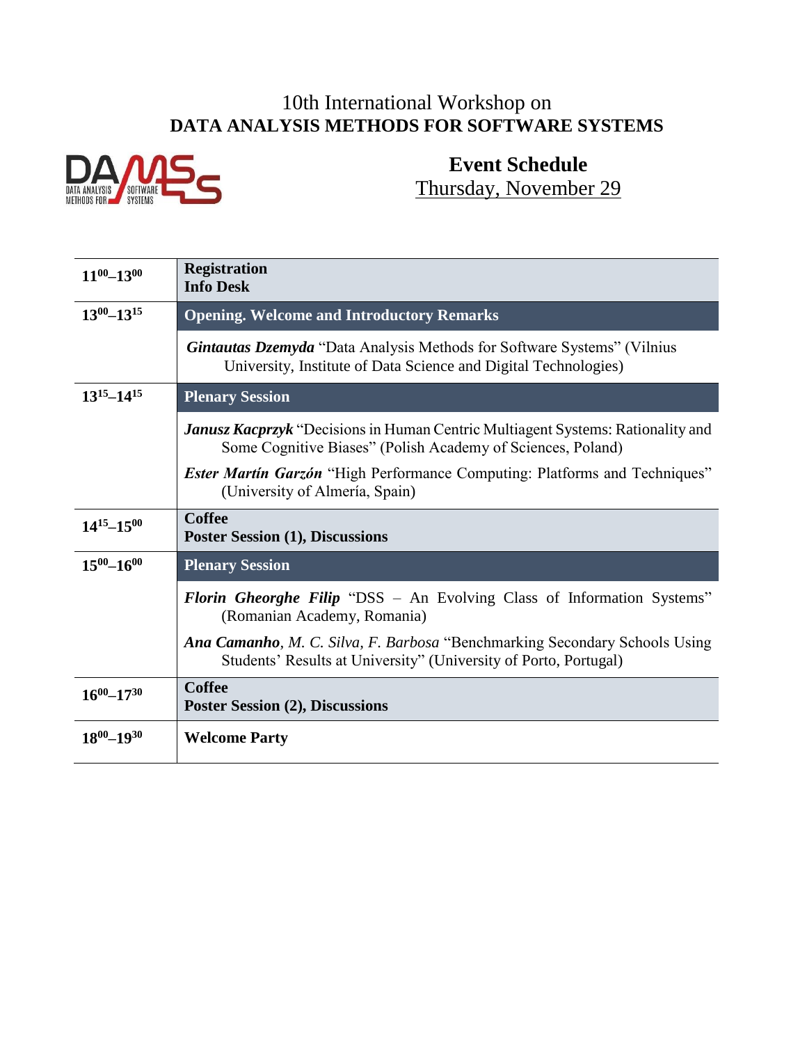10th International Workshop on
# DATA ANALYSIS METHODS FOR SOFTWARE SYSTEMS

## Event Schedule

Thursday, November 29

| Time | Event |
|---|---|
| $11^{00}$–$13^{00}$ | **Registration**<br>**Info Desk** |
| $13^{00}$–$13^{15}$ | **Opening. Welcome and Introductory Remarks** |
| | ***Gintautas Dzemyda*** "Data Analysis Methods for Software Systems" (Vilnius University, Institute of Data Science and Digital Technologies) |
| $13^{15}$–$14^{15}$ | **Plenary Session** |
| | ***Janusz Kacprzyk*** "Decisions in Human Centric Multiagent Systems: Rationality and Some Cognitive Biases" (Polish Academy of Sciences, Poland)<br>***Ester Martín Garzón*** "High Performance Computing: Platforms and Techniques" (University of Almería, Spain) |
| $14^{15}$–$15^{00}$ | **Coffee**<br>**Poster Session (1), Discussions** |
| $15^{00}$–$16^{00}$ | **Plenary Session** |
| | ***Florin Gheorghe Filip*** "DSS – An Evolving Class of Information Systems" (Romanian Academy, Romania)<br>***Ana Camanho***, *M. C. Silva, F. Barbosa* "Benchmarking Secondary Schools Using Students' Results at University" (University of Porto, Portugal) |
| $16^{00}$–$17^{30}$ | **Coffee**<br>**Poster Session (2), Discussions** |
| $18^{00}$–$19^{30}$ | **Welcome Party** |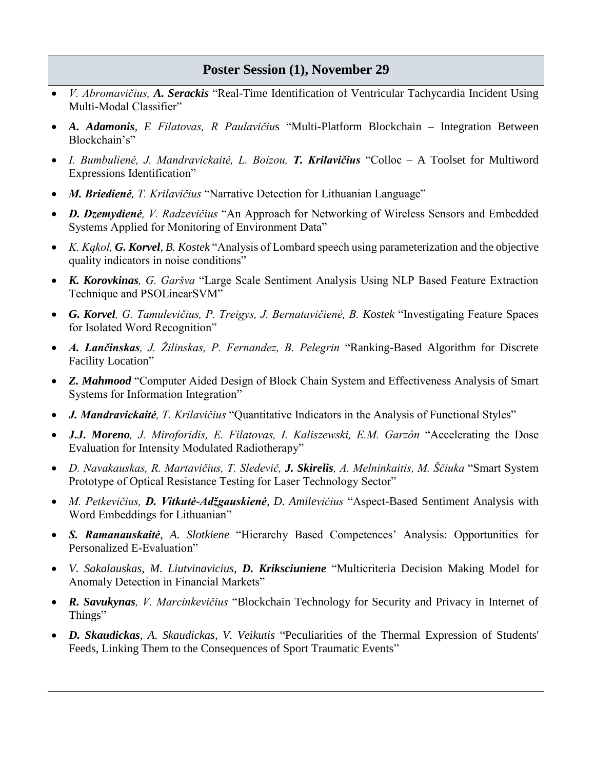## Poster Session (1), November 29

- *V. Abromavičius, **A. Serackis*** "Real-Time Identification of Ventricular Tachycardia Incident Using Multi-Modal Classifier"
- ***A. Adamonis**, E Filatovas, R Paulavičiu*s "Multi-Platform Blockchain – Integration Between Blockchain's"
- *I. Bumbulienė, J. Mandravickaitė, L. Boizou, **T. Krilavičius*** "Colloc – A Toolset for Multiword Expressions Identification"
- ***M. Briedienė**, T. Krilavičius* "Narrative Detection for Lithuanian Language"
- ***D. Dzemydienė**, V. Radzevičius* "An Approach for Networking of Wireless Sensors and Embedded Systems Applied for Monitoring of Environment Data"
- *K. Kąkol, **G. Korvel**, B. Kostek* "Analysis of Lombard speech using parameterization and the objective quality indicators in noise conditions"
- ***K. Korovkinas**, G. Garšva* "Large Scale Sentiment Analysis Using NLP Based Feature Extraction Technique and PSOLinearSVM"
- ***G. Korvel**, G. Tamulevičius, P. Treigys, J. Bernatavičienė, B. Kostek* "Investigating Feature Spaces for Isolated Word Recognition"
- ***A. Lančinskas**, J. Žilinskas, P. Fernandez, B. Pelegrin* "Ranking-Based Algorithm for Discrete Facility Location"
- ***Z. Mahmood*** "Computer Aided Design of Block Chain System and Effectiveness Analysis of Smart Systems for Information Integration"
- ***J. Mandravickaitė**, T. Krilavičius* "Quantitative Indicators in the Analysis of Functional Styles"
- ***J.J. Moreno**, J. Miroforidis, E. Filatovas, I. Kaliszewski, E.M. Garzón* "Accelerating the Dose Evaluation for Intensity Modulated Radiotherapy"
- *D. Navakauskas, R. Martavičius, T. Sledevič, **J. Skirelis**, A. Melninkaitis, M. Ščiuka* "Smart System Prototype of Optical Resistance Testing for Laser Technology Sector"
- *M. Petkevičius, **D. Vitkutė-Adžgauskienė**, D. Amilevičius* "Aspect-Based Sentiment Analysis with Word Embeddings for Lithuanian"
- ***S. Ramanauskaitė**, A. Slotkiene* "Hierarchy Based Competences' Analysis: Opportunities for Personalized E-Evaluation"
- *V. Sakalauskas, M. Liutvinavicius, **D. Kriksciuniene*** "Multicriteria Decision Making Model for Anomaly Detection in Financial Markets"
- ***R. Savukynas**, V. Marcinkevičius* "Blockchain Technology for Security and Privacy in Internet of Things"
- ***D. Skaudickas**, A. Skaudickas, V. Veikutis* "Peculiarities of the Thermal Expression of Students' Feeds, Linking Them to the Consequences of Sport Traumatic Events"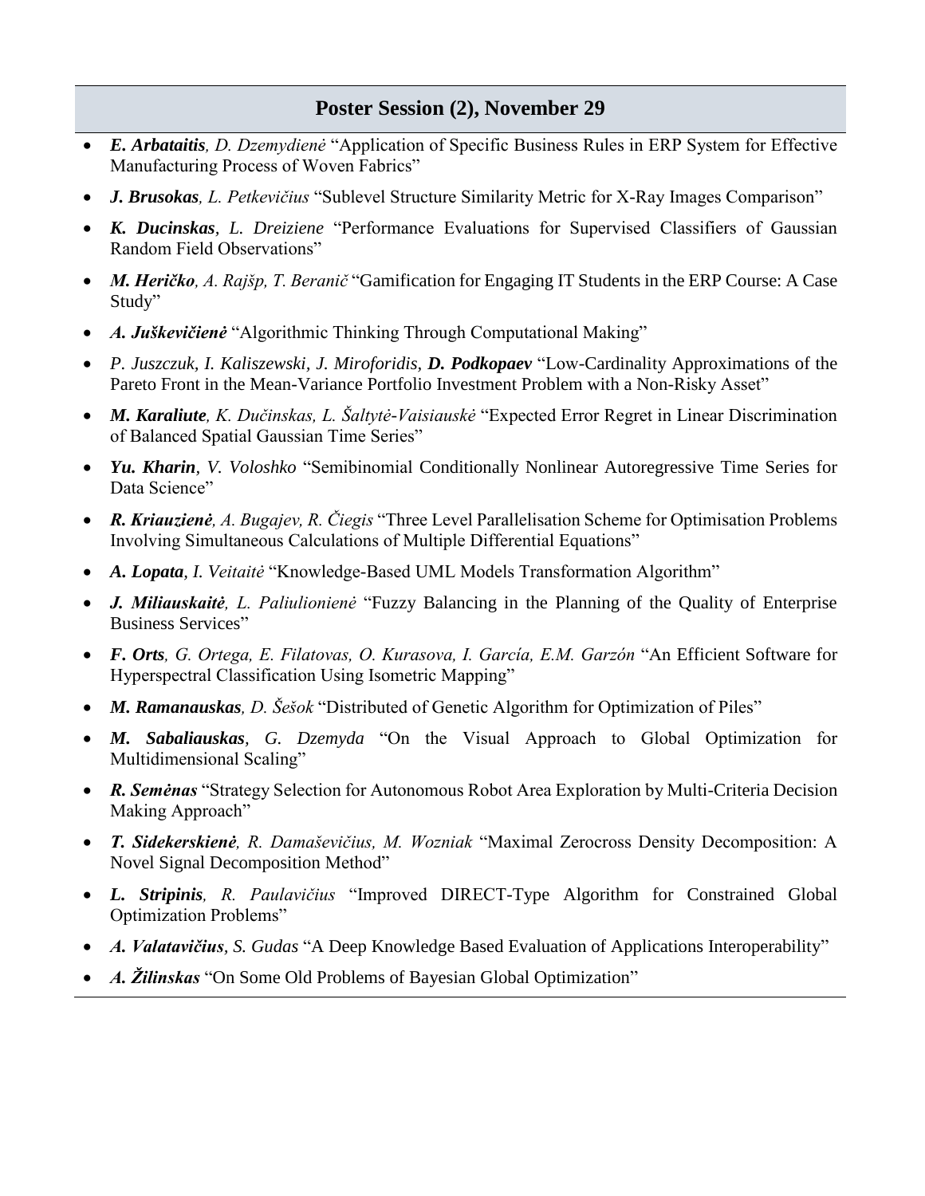## Poster Session (2), November 29

- ***E. Arbataitis**, D. Dzemydienė* "Application of Specific Business Rules in ERP System for Effective Manufacturing Process of Woven Fabrics"
- ***J. Brusokas**, L. Petkevičius* "Sublevel Structure Similarity Metric for X-Ray Images Comparison"
- ***K. Ducinskas**, L. Dreiziene* "Performance Evaluations for Supervised Classifiers of Gaussian Random Field Observations"
- ***M. Heričko**, A. Rajšp, T. Beranič* "Gamification for Engaging IT Students in the ERP Course: A Case Study"
- ***A. Juškevičienė*** "Algorithmic Thinking Through Computational Making"
- *P. Juszczuk, I. Kaliszewski, J. Miroforidis, **D. Podkopaev*** "Low-Cardinality Approximations of the Pareto Front in the Mean-Variance Portfolio Investment Problem with a Non-Risky Asset"
- ***M. Karaliute**, K. Dučinskas, L. Šaltytė-Vaisiauskė* "Expected Error Regret in Linear Discrimination of Balanced Spatial Gaussian Time Series"
- ***Yu. Kharin**, V. Voloshko* "Semibinomial Conditionally Nonlinear Autoregressive Time Series for Data Science"
- ***R. Kriauzienė**, A. Bugajev, R. Čiegis* "Three Level Parallelisation Scheme for Optimisation Problems Involving Simultaneous Calculations of Multiple Differential Equations"
- ***A. Lopata**, I. Veitaitė* "Knowledge-Based UML Models Transformation Algorithm"
- ***J. Miliauskaitė**, L. Paliulionienė* "Fuzzy Balancing in the Planning of the Quality of Enterprise Business Services"
- ***F. Orts**, G. Ortega, E. Filatovas, O. Kurasova, I. García, E.M. Garzón* "An Efficient Software for Hyperspectral Classification Using Isometric Mapping"
- ***M. Ramanauskas**, D. Šešok* "Distributed of Genetic Algorithm for Optimization of Piles"
- ***M. Sabaliauskas**, G. Dzemyda* "On the Visual Approach to Global Optimization for Multidimensional Scaling"
- ***R. Semėnas*** "Strategy Selection for Autonomous Robot Area Exploration by Multi-Criteria Decision Making Approach"
- ***T. Sidekerskienė**, R. Damaševičius, M. Wozniak* "Maximal Zerocross Density Decomposition: A Novel Signal Decomposition Method"
- ***L. Stripinis**, R. Paulavičius* "Improved DIRECT-Type Algorithm for Constrained Global Optimization Problems"
- ***A. Valatavičius**, S. Gudas* "A Deep Knowledge Based Evaluation of Applications Interoperability"
- ***A. Žilinskas*** "On Some Old Problems of Bayesian Global Optimization"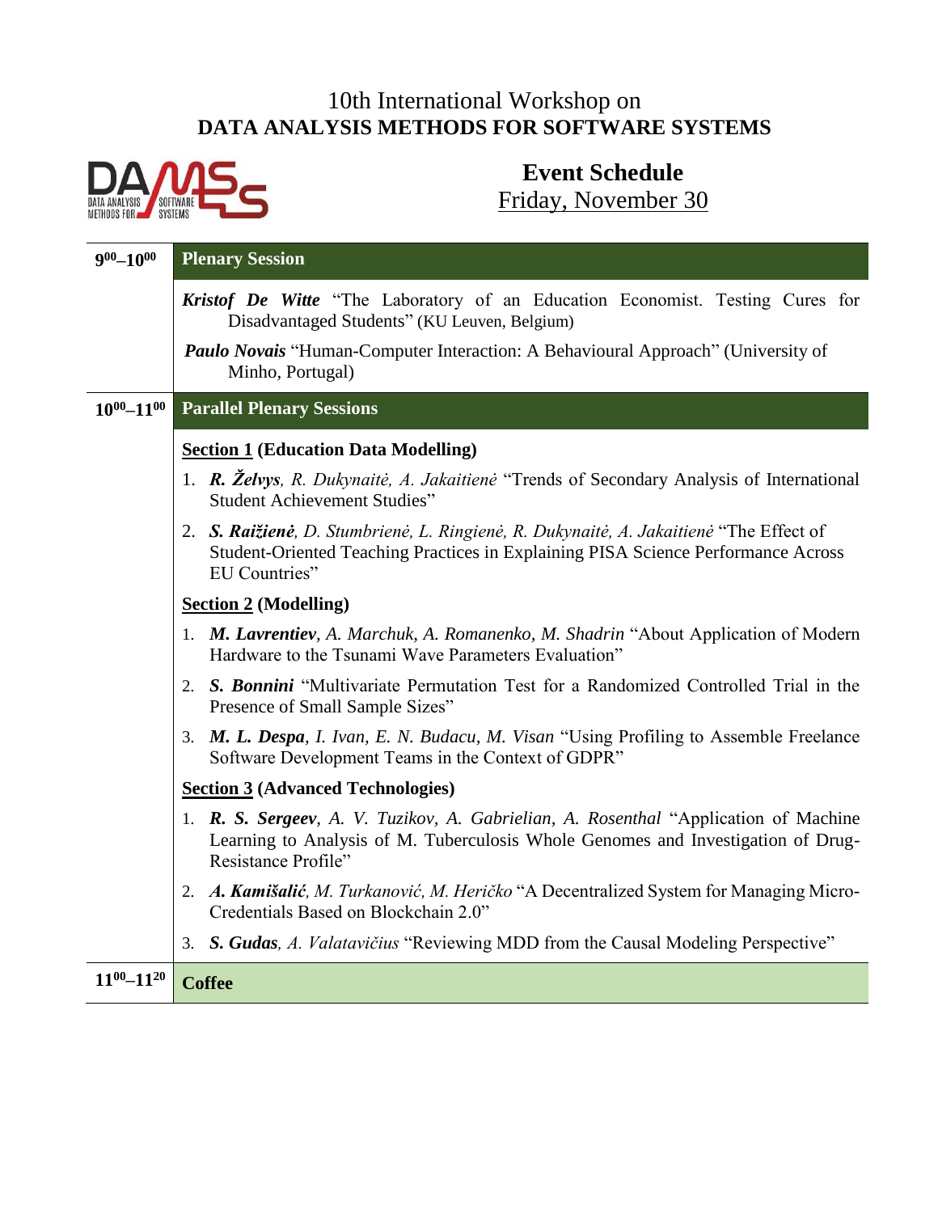10th International Workshop on
**DATA ANALYSIS METHODS FOR SOFTWARE SYSTEMS**

## Event Schedule

Friday, November 30

| Time | Event |
|---|---|
| $9^{00}$–$10^{00}$ | **Plenary Session** |
| | ***Kristof De Witte*** "The Laboratory of an Education Economist. Testing Cures for Disadvantaged Students" (KU Leuven, Belgium) |
| | ***Paulo Novais*** "Human-Computer Interaction: A Behavioural Approach" (University of Minho, Portugal) |
| $10^{00}$–$11^{00}$ | **Parallel Plenary Sessions** |
| | **Section 1 (Education Data Modelling)** |
| | 1. ***R. Želvys****, R. Dukynaitė, A. Jakaitienė* "Trends of Secondary Analysis of International Student Achievement Studies" |
| | 2. ***S. Raižienė****, D. Stumbrienė, L. Ringienė, R. Dukynaitė, A. Jakaitienė* "The Effect of Student-Oriented Teaching Practices in Explaining PISA Science Performance Across EU Countries" |
| | **Section 2 (Modelling)** |
| | 1. ***M. Lavrentiev****, A. Marchuk, A. Romanenko, M. Shadrin* "About Application of Modern Hardware to the Tsunami Wave Parameters Evaluation" |
| | 2. ***S. Bonnini*** "Multivariate Permutation Test for a Randomized Controlled Trial in the Presence of Small Sample Sizes" |
| | 3. ***M. L. Despa****, I. Ivan, E. N. Budacu, M. Visan* "Using Profiling to Assemble Freelance Software Development Teams in the Context of GDPR" |
| | **Section 3 (Advanced Technologies)** |
| | 1. ***R. S. Sergeev****, A. V. Tuzikov, A. Gabrielian, A. Rosenthal* "Application of Machine Learning to Analysis of M. Tuberculosis Whole Genomes and Investigation of Drug-Resistance Profile" |
| | 2. ***A. Kamišalić****, M. Turkanović, M. Heričko* "A Decentralized System for Managing Micro-Credentials Based on Blockchain 2.0" |
| | 3. ***S. Gudas****, A. Valatavičius* "Reviewing MDD from the Causal Modeling Perspective" |
| $11^{00}$–$11^{20}$ | **Coffee** |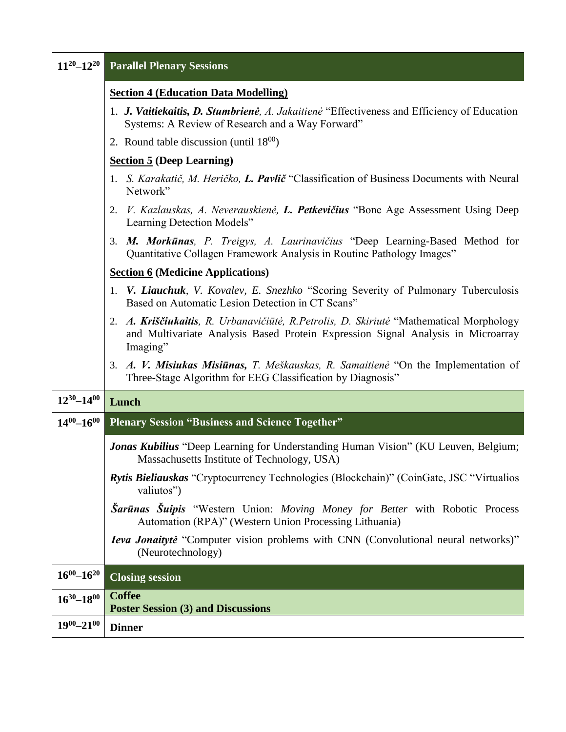| | |
|---|---|
| $11^{20}$–$12^{20}$ | **Parallel Plenary Sessions** |
| | **Section 4 (Education Data Modelling)**<br>1. ***J. Vaitiekaitis, D. Stumbrienė****, A. Jakaitienė* "Effectiveness and Efficiency of Education Systems: A Review of Research and a Way Forward"<br>2. Round table discussion (until $18^{00}$)<br>**Section 5 (Deep Learning)**<br>1. *S. Karakatič, M. Heričko,* ***L. Pavlič*** "Classification of Business Documents with Neural Network"<br>2. *V. Kazlauskas, A. Neverauskienė,* ***L. Petkevičius*** "Bone Age Assessment Using Deep Learning Detection Models"<br>3. ***M. Morkūnas****, P. Treigys, A. Laurinavičius* "Deep Learning-Based Method for Quantitative Collagen Framework Analysis in Routine Pathology Images"<br>**Section 6 (Medicine Applications)**<br>1. ***V. Liauchuk****, V. Kovalev, E. Snezhko* "Scoring Severity of Pulmonary Tuberculosis Based on Automatic Lesion Detection in CT Scans"<br>2. ***A. Kriščiukaitis****, R. Urbanavičiūtė, R.Petrolis, D. Skiriutė* "Mathematical Morphology and Multivariate Analysis Based Protein Expression Signal Analysis in Microarray Imaging"<br>3. ***A. V. Misiukas Misiūnas,*** *T. Meškauskas, R. Samaitienė* "On the Implementation of Three-Stage Algorithm for EEG Classification by Diagnosis" |
| $12^{30}$–$14^{00}$ | **Lunch** |
| $14^{00}$–$16^{00}$ | **Plenary Session "Business and Science Together"** |
| | ***Jonas Kubilius*** "Deep Learning for Understanding Human Vision" (KU Leuven, Belgium; Massachusetts Institute of Technology, USA)<br>***Rytis Bieliauskas*** "Cryptocurrency Technologies (Blockchain)" (CoinGate, JSC "Virtualios valiutos")<br>***Šarūnas Šuipis*** "Western Union: *Moving Money for Better* with Robotic Process Automation (RPA)" (Western Union Processing Lithuania)<br>***Ieva Jonaitytė*** "Computer vision problems with CNN (Convolutional neural networks)" (Neurotechnology) |
| $16^{00}$–$16^{20}$ | **Closing session** |
| $16^{30}$–$18^{00}$ | **Coffee**<br>**Poster Session (3) and Discussions** |
| $19^{00}$–$21^{00}$ | **Dinner** |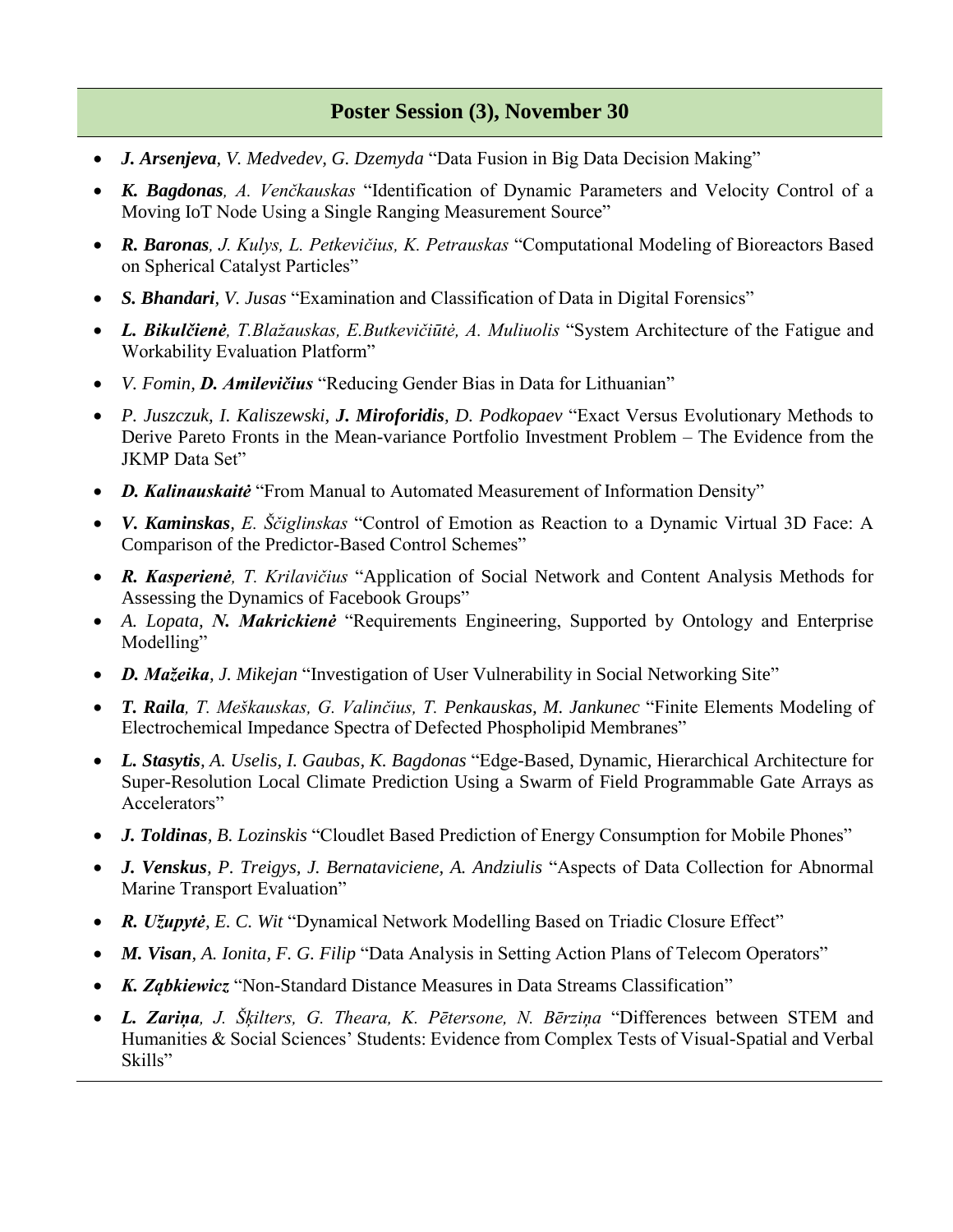## Poster Session (3), November 30

- ***J. Arsenjeva**, V. Medvedev, G. Dzemyda* “Data Fusion in Big Data Decision Making”
- ***K. Bagdonas**, A. Venčkauskas* “Identification of Dynamic Parameters and Velocity Control of a Moving IoT Node Using a Single Ranging Measurement Source”
- ***R. Baronas**, J. Kulys, L. Petkevičius, K. Petrauskas* “Computational Modeling of Bioreactors Based on Spherical Catalyst Particles”
- ***S. Bhandari**, V. Jusas* “Examination and Classification of Data in Digital Forensics”
- ***L. Bikulčienė**, T.Blažauskas, E.Butkevičiūtė, A. Muliuolis* “System Architecture of the Fatigue and Workability Evaluation Platform”
- *V. Fomin, **D. Amilevičius*** “Reducing Gender Bias in Data for Lithuanian”
- *P. Juszczuk, I. Kaliszewski, **J. Miroforidis**, D. Podkopaev* “Exact Versus Evolutionary Methods to Derive Pareto Fronts in the Mean-variance Portfolio Investment Problem – The Evidence from the JKMP Data Set”
- ***D. Kalinauskaitė*** “From Manual to Automated Measurement of Information Density”
- ***V. Kaminskas**, E. Ščiglinskas* “Control of Emotion as Reaction to a Dynamic Virtual 3D Face: A Comparison of the Predictor-Based Control Schemes”
- ***R. Kasperienė**, T. Krilavičius* “Application of Social Network and Content Analysis Methods for Assessing the Dynamics of Facebook Groups”
- *A. Lopata, **N. Makrickienė*** “Requirements Engineering, Supported by Ontology and Enterprise Modelling”
- ***D. Mažeika**, J. Mikejan* “Investigation of User Vulnerability in Social Networking Site”
- ***T. Raila**, T. Meškauskas, G. Valinčius, T. Penkauskas, M. Jankunec* “Finite Elements Modeling of Electrochemical Impedance Spectra of Defected Phospholipid Membranes”
- ***L. Stasytis**, A. Uselis, I. Gaubas, K. Bagdonas* “Edge-Based, Dynamic, Hierarchical Architecture for Super-Resolution Local Climate Prediction Using a Swarm of Field Programmable Gate Arrays as Accelerators”
- ***J. Toldinas**, B. Lozinskis* “Cloudlet Based Prediction of Energy Consumption for Mobile Phones”
- ***J. Venskus**, P. Treigys, J. Bernataviciene, A. Andziulis* “Aspects of Data Collection for Abnormal Marine Transport Evaluation”
- ***R. Užupytė**, E. C. Wit* “Dynamical Network Modelling Based on Triadic Closure Effect”
- ***M. Visan**, A. Ionita, F. G. Filip* “Data Analysis in Setting Action Plans of Telecom Operators”
- ***K. Ząbkiewicz*** “Non-Standard Distance Measures in Data Streams Classification”
- ***L. Zariņa**, J. Šķilters, G. Theara, K. Pētersone, N. Bērziņa* “Differences between STEM and Humanities & Social Sciences’ Students: Evidence from Complex Tests of Visual-Spatial and Verbal Skills”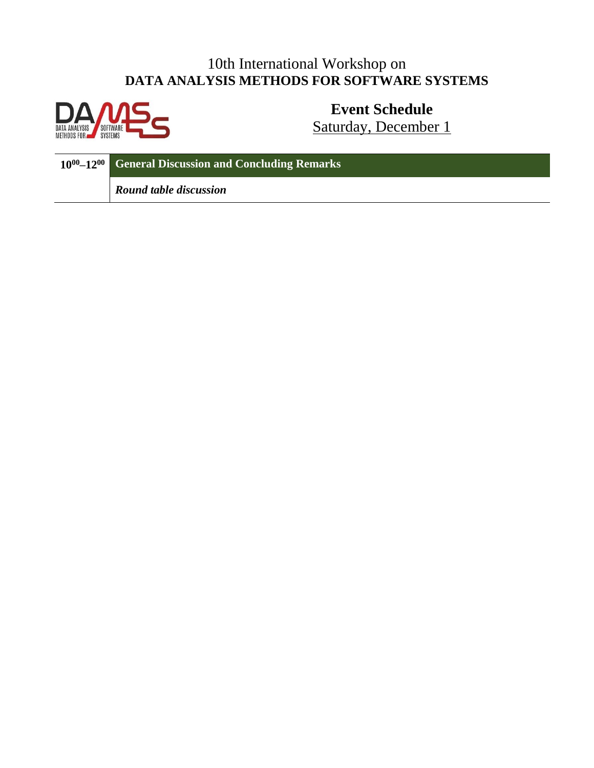10th International Workshop on
**DATA ANALYSIS METHODS FOR SOFTWARE SYSTEMS**

**Event Schedule**
Saturday, December 1

| | |
|---|---|
| **$10^{00}$–$12^{00}$** | **General Discussion and Concluding Remarks** |
| | ***Round table discussion*** |